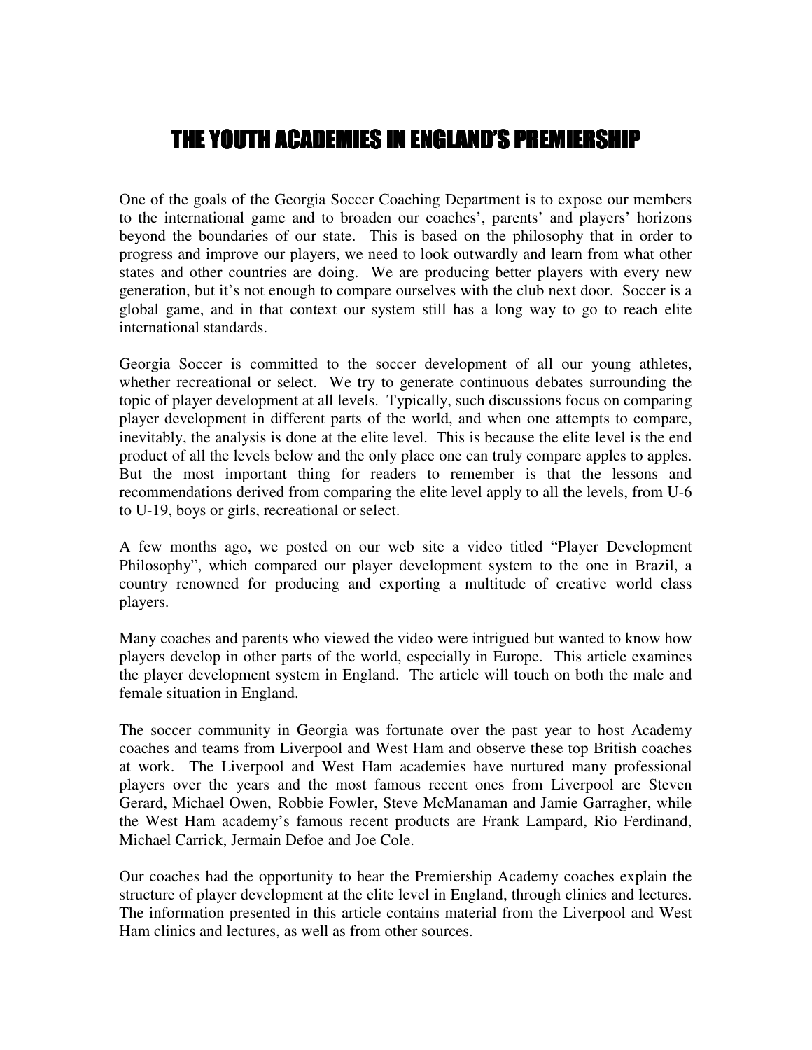# THE YOUTH ACADEMIES IN ENGLAND'S PREMIERSHIP

One of the goals of the Georgia Soccer Coaching Department is to expose our members to the international game and to broaden our coaches', parents' and players' horizons beyond the boundaries of our state. This is based on the philosophy that in order to progress and improve our players, we need to look outwardly and learn from what other states and other countries are doing. We are producing better players with every new generation, but it's not enough to compare ourselves with the club next door. Soccer is a global game, and in that context our system still has a long way to go to reach elite international standards.

Georgia Soccer is committed to the soccer development of all our young athletes, whether recreational or select. We try to generate continuous debates surrounding the topic of player development at all levels. Typically, such discussions focus on comparing player development in different parts of the world, and when one attempts to compare, inevitably, the analysis is done at the elite level. This is because the elite level is the end product of all the levels below and the only place one can truly compare apples to apples. But the most important thing for readers to remember is that the lessons and recommendations derived from comparing the elite level apply to all the levels, from U-6 to U-19, boys or girls, recreational or select.

A few months ago, we posted on our web site a video titled "Player Development Philosophy", which compared our player development system to the one in Brazil, a country renowned for producing and exporting a multitude of creative world class players.

Many coaches and parents who viewed the video were intrigued but wanted to know how players develop in other parts of the world, especially in Europe. This article examines the player development system in England. The article will touch on both the male and female situation in England.

The soccer community in Georgia was fortunate over the past year to host Academy coaches and teams from Liverpool and West Ham and observe these top British coaches at work. The Liverpool and West Ham academies have nurtured many professional players over the years and the most famous recent ones from Liverpool are Steven Gerard, Michael Owen, Robbie Fowler, Steve McManaman and Jamie Garragher, while the West Ham academy's famous recent products are Frank Lampard, Rio Ferdinand, Michael Carrick, Jermain Defoe and Joe Cole.

Our coaches had the opportunity to hear the Premiership Academy coaches explain the structure of player development at the elite level in England, through clinics and lectures. The information presented in this article contains material from the Liverpool and West Ham clinics and lectures, as well as from other sources.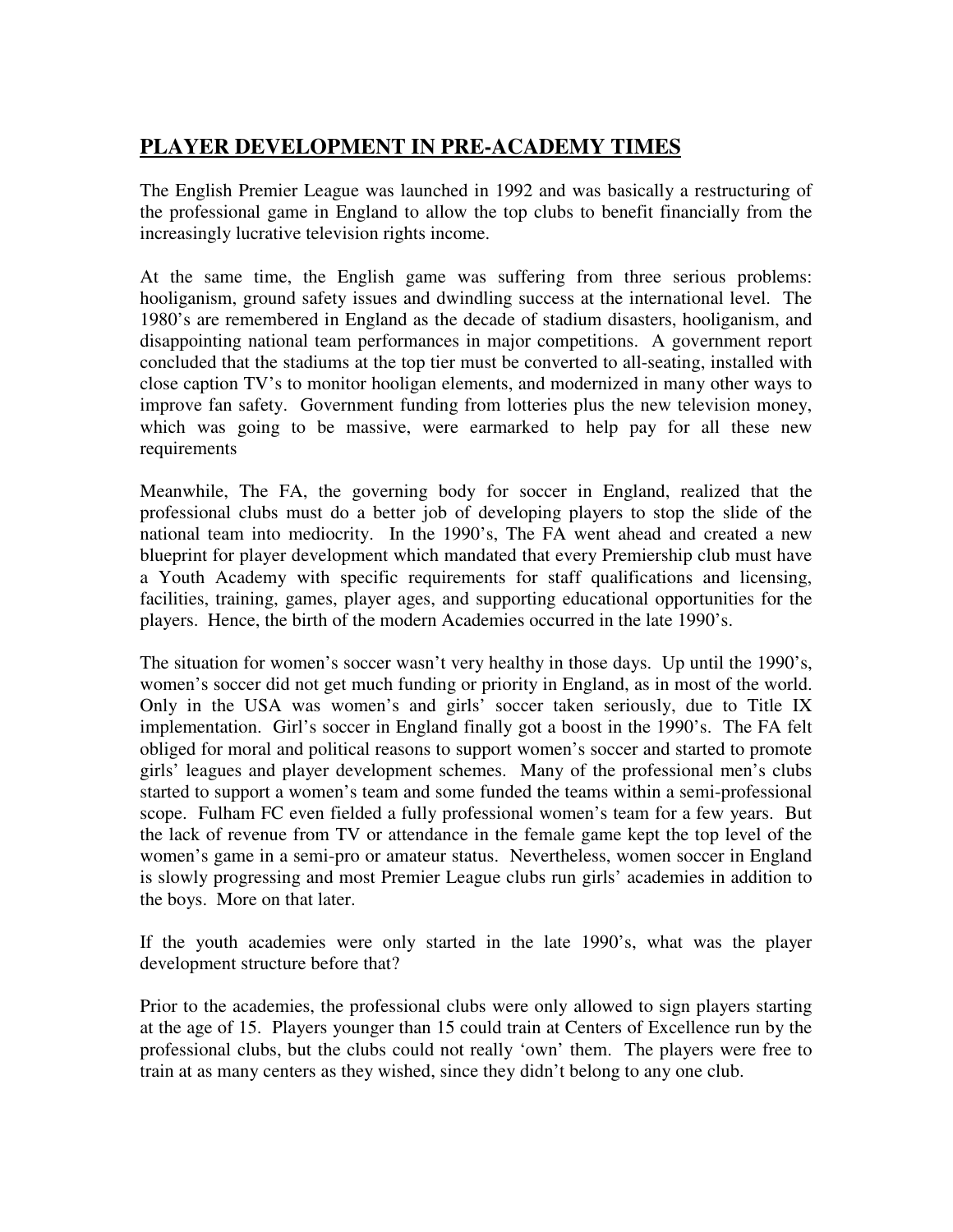## PLAYER DEVELOPMENT IN PRE-ACADEMY TIMES

The English Premier League was launched in 1992 and was basically a restructuring of the professional game in England to allow the top clubs to benefit financially from the increasingly lucrative television rights income.

At the same time, the English game was suffering from three serious problems: hooliganism, ground safety issues and dwindling success at the international level. The 1980's are remembered in England as the decade of stadium disasters, hooliganism, and disappointing national team performances in major competitions. A government report concluded that the stadiums at the top tier must be converted to all-seating, installed with close caption TV's to monitor hooligan elements, and modernized in many other ways to improve fan safety. Government funding from lotteries plus the new television money, which was going to be massive, were earmarked to help pay for all these new requirements

Meanwhile, The FA, the governing body for soccer in England, realized that the professional clubs must do a better job of developing players to stop the slide of the national team into mediocrity. In the 1990's, The FA went ahead and created a new blueprint for player development which mandated that every Premiership club must have a Youth Academy with specific requirements for staff qualifications and licensing, facilities, training, games, player ages, and supporting educational opportunities for the players. Hence, the birth of the modern Academies occurred in the late 1990's.

The situation for women's soccer wasn't very healthy in those days. Up until the 1990's, women's soccer did not get much funding or priority in England, as in most of the world. Only in the USA was women's and girls' soccer taken seriously, due to Title IX implementation. Girl's soccer in England finally got a boost in the 1990's. The FA felt obliged for moral and political reasons to support women's soccer and started to promote girls' leagues and player development schemes. Many of the professional men's clubs started to support a women's team and some funded the teams within a semi-professional scope. Fulham FC even fielded a fully professional women's team for a few years. But the lack of revenue from TV or attendance in the female game kept the top level of the women's game in a semi-pro or amateur status. Nevertheless, women soccer in England is slowly progressing and most Premier League clubs run girls' academies in addition to the boys. More on that later.

If the youth academies were only started in the late 1990's, what was the player development structure before that?

Prior to the academies, the professional clubs were only allowed to sign players starting at the age of 15. Players younger than 15 could train at Centers of Excellence run by the professional clubs, but the clubs could not really 'own' them. The players were free to train at as many centers as they wished, since they didn't belong to any one club.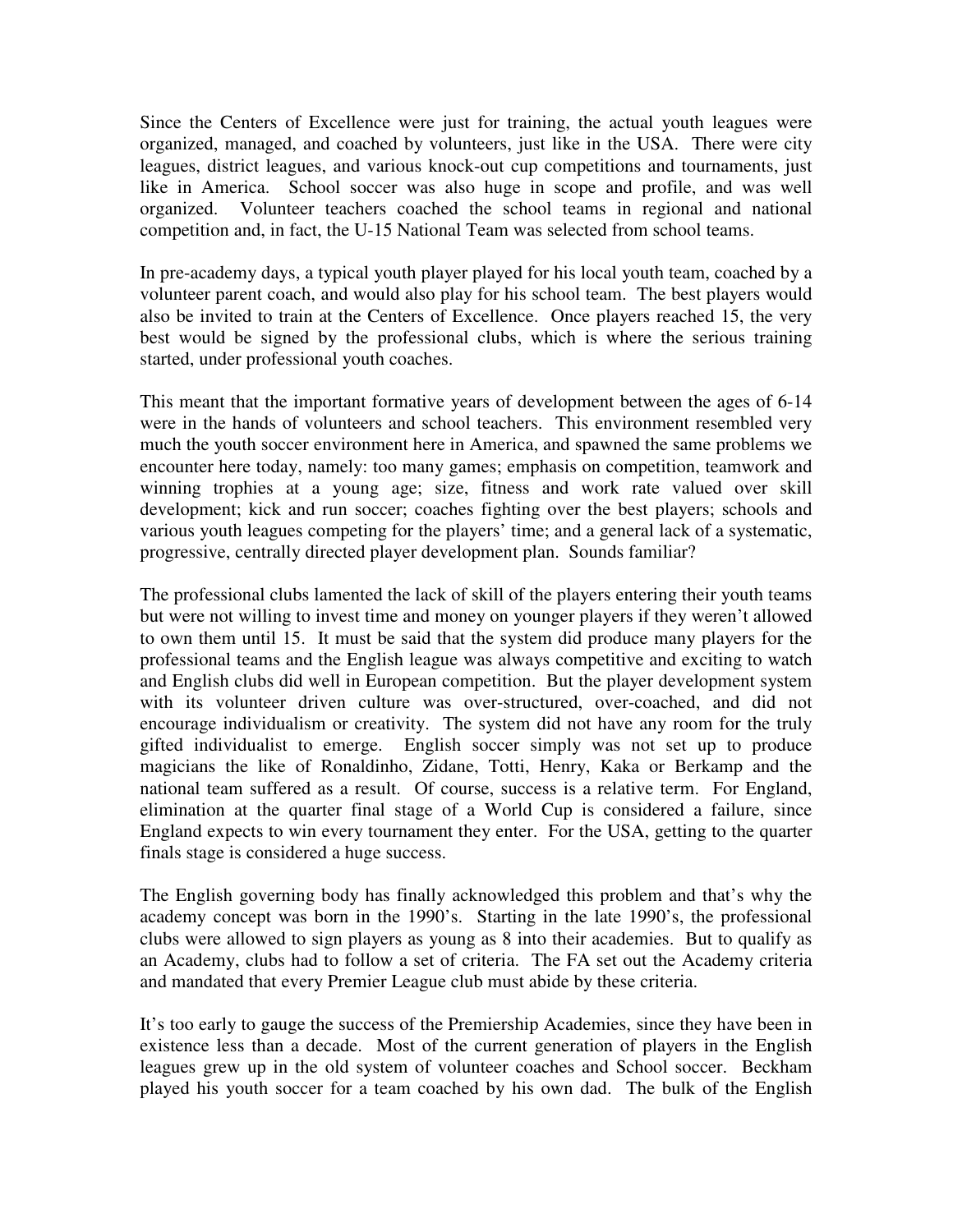Since the Centers of Excellence were just for training, the actual youth leagues were organized, managed, and coached by volunteers, just like in the USA. There were city leagues, district leagues, and various knock-out cup competitions and tournaments, just like in America. School soccer was also huge in scope and profile, and was well organized. Volunteer teachers coached the school teams in regional and national competition and, in fact, the U-15 National Team was selected from school teams.

In pre-academy days, a typical youth player played for his local youth team, coached by a volunteer parent coach, and would also play for his school team. The best players would also be invited to train at the Centers of Excellence. Once players reached 15, the very best would be signed by the professional clubs, which is where the serious training started, under professional youth coaches.

This meant that the important formative years of development between the ages of 6-14 were in the hands of volunteers and school teachers. This environment resembled very much the youth soccer environment here in America, and spawned the same problems we encounter here today, namely: too many games; emphasis on competition, teamwork and winning trophies at a young age; size, fitness and work rate valued over skill development; kick and run soccer; coaches fighting over the best players; schools and various youth leagues competing for the players' time; and a general lack of a systematic, progressive, centrally directed player development plan. Sounds familiar?

The professional clubs lamented the lack of skill of the players entering their youth teams but were not willing to invest time and money on younger players if they weren't allowed to own them until 15. It must be said that the system did produce many players for the professional teams and the English league was always competitive and exciting to watch and English clubs did well in European competition. But the player development system with its volunteer driven culture was over-structured, over-coached, and did not encourage individualism or creativity. The system did not have any room for the truly gifted individualist to emerge. English soccer simply was not set up to produce magicians the like of Ronaldinho, Zidane, Totti, Henry, Kaka or Berkamp and the national team suffered as a result. Of course, success is a relative term. For England, elimination at the quarter final stage of a World Cup is considered a failure, since England expects to win every tournament they enter. For the USA, getting to the quarter finals stage is considered a huge success.

The English governing body has finally acknowledged this problem and that's why the academy concept was born in the 1990's. Starting in the late 1990's, the professional clubs were allowed to sign players as young as 8 into their academies. But to qualify as an Academy, clubs had to follow a set of criteria. The FA set out the Academy criteria and mandated that every Premier League club must abide by these criteria.

It's too early to gauge the success of the Premiership Academies, since they have been in existence less than a decade. Most of the current generation of players in the English leagues grew up in the old system of volunteer coaches and School soccer. Beckham played his youth soccer for a team coached by his own dad. The bulk of the English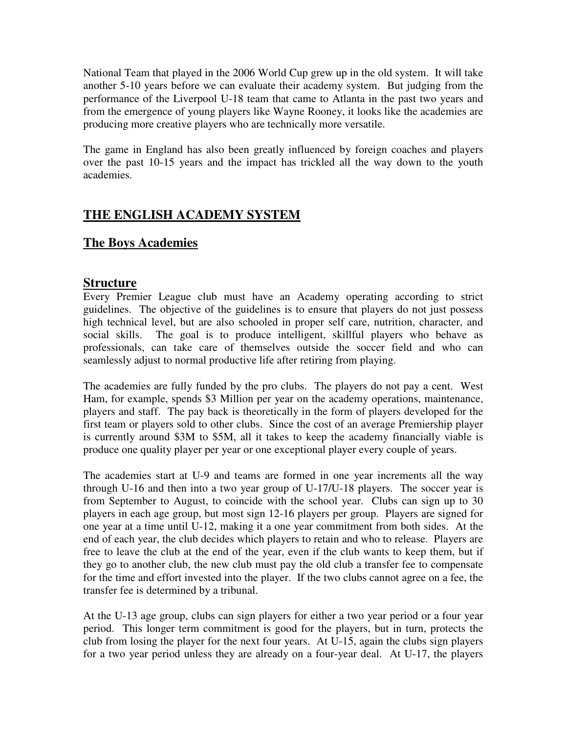National Team that played in the 2006 World Cup grew up in the old system. It will take another 5-10 years before we can evaluate their academy system. But judging from the performance of the Liverpool U-18 team that came to Atlanta in the past two years and from the emergence of young players like Wayne Rooney, it looks like the academies are producing more creative players who are technically more versatile.

The game in England has also been greatly influenced by foreign coaches and players over the past 10-15 years and the impact has trickled all the way down to the youth academies.

## THE ENGLISH ACADEMY SYSTEM

## The Boys Academies

### Structure

Every Premier League club must have an Academy operating according to strict guidelines. The objective of the guidelines is to ensure that players do not just possess high technical level, but are also schooled in proper self care, nutrition, character, and social skills. The goal is to produce intelligent, skillful players who behave as professionals, can take care of themselves outside the soccer field and who can seamlessly adjust to normal productive life after retiring from playing.

The academies are fully funded by the pro clubs. The players do not pay a cent. West Ham, for example, spends $3 Million per year on the academy operations, maintenance, players and staff. The pay back is theoretically in the form of players developed for the first team or players sold to other clubs. Since the cost of an average Premiership player is currently around $3M to $5M, all it takes to keep the academy financially viable is produce one quality player per year or one exceptional player every couple of years.

The academies start at U-9 and teams are formed in one year increments all the way through U-16 and then into a two year group of U-17/U-18 players. The soccer year is from September to August, to coincide with the school year. Clubs can sign up to 30 players in each age group, but most sign 12-16 players per group. Players are signed for one year at a time until U-12, making it a one year commitment from both sides. At the end of each year, the club decides which players to retain and who to release. Players are free to leave the club at the end of the year, even if the club wants to keep them, but if they go to another club, the new club must pay the old club a transfer fee to compensate for the time and effort invested into the player. If the two clubs cannot agree on a fee, the transfer fee is determined by a tribunal.

At the U-13 age group, clubs can sign players for either a two year period or a four year period. This longer term commitment is good for the players, but in turn, protects the club from losing the player for the next four years. At U-15, again the clubs sign players for a two year period unless they are already on a four-year deal. At U-17, the players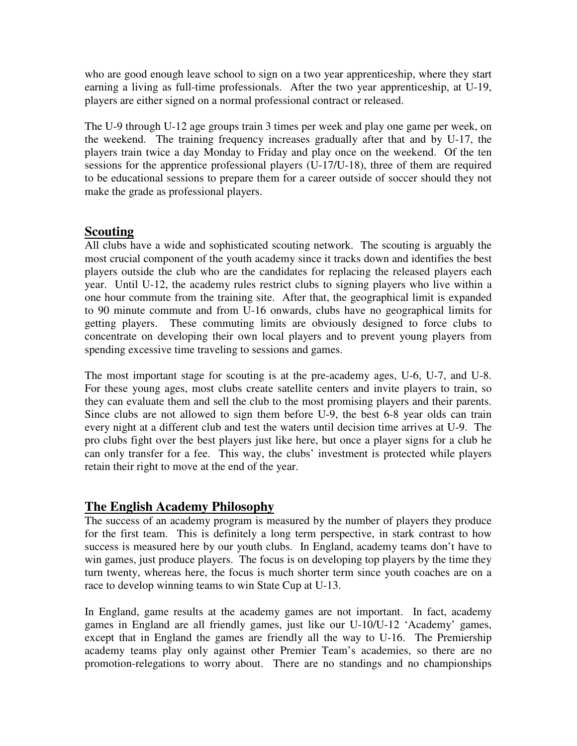who are good enough leave school to sign on a two year apprenticeship, where they start earning a living as full-time professionals. After the two year apprenticeship, at U-19, players are either signed on a normal professional contract or released.

The U-9 through U-12 age groups train 3 times per week and play one game per week, on the weekend. The training frequency increases gradually after that and by U-17, the players train twice a day Monday to Friday and play once on the weekend. Of the ten sessions for the apprentice professional players (U-17/U-18), three of them are required to be educational sessions to prepare them for a career outside of soccer should they not make the grade as professional players.

## Scouting

All clubs have a wide and sophisticated scouting network. The scouting is arguably the most crucial component of the youth academy since it tracks down and identifies the best players outside the club who are the candidates for replacing the released players each year. Until U-12, the academy rules restrict clubs to signing players who live within a one hour commute from the training site. After that, the geographical limit is expanded to 90 minute commute and from U-16 onwards, clubs have no geographical limits for getting players. These commuting limits are obviously designed to force clubs to concentrate on developing their own local players and to prevent young players from spending excessive time traveling to sessions and games.

The most important stage for scouting is at the pre-academy ages, U-6, U-7, and U-8. For these young ages, most clubs create satellite centers and invite players to train, so they can evaluate them and sell the club to the most promising players and their parents. Since clubs are not allowed to sign them before U-9, the best 6-8 year olds can train every night at a different club and test the waters until decision time arrives at U-9. The pro clubs fight over the best players just like here, but once a player signs for a club he can only transfer for a fee. This way, the clubs' investment is protected while players retain their right to move at the end of the year.

## The English Academy Philosophy

The success of an academy program is measured by the number of players they produce for the first team. This is definitely a long term perspective, in stark contrast to how success is measured here by our youth clubs. In England, academy teams don't have to win games, just produce players. The focus is on developing top players by the time they turn twenty, whereas here, the focus is much shorter term since youth coaches are on a race to develop winning teams to win State Cup at U-13.

In England, game results at the academy games are not important. In fact, academy games in England are all friendly games, just like our U-10/U-12 'Academy' games, except that in England the games are friendly all the way to U-16. The Premiership academy teams play only against other Premier Team's academies, so there are no promotion-relegations to worry about. There are no standings and no championships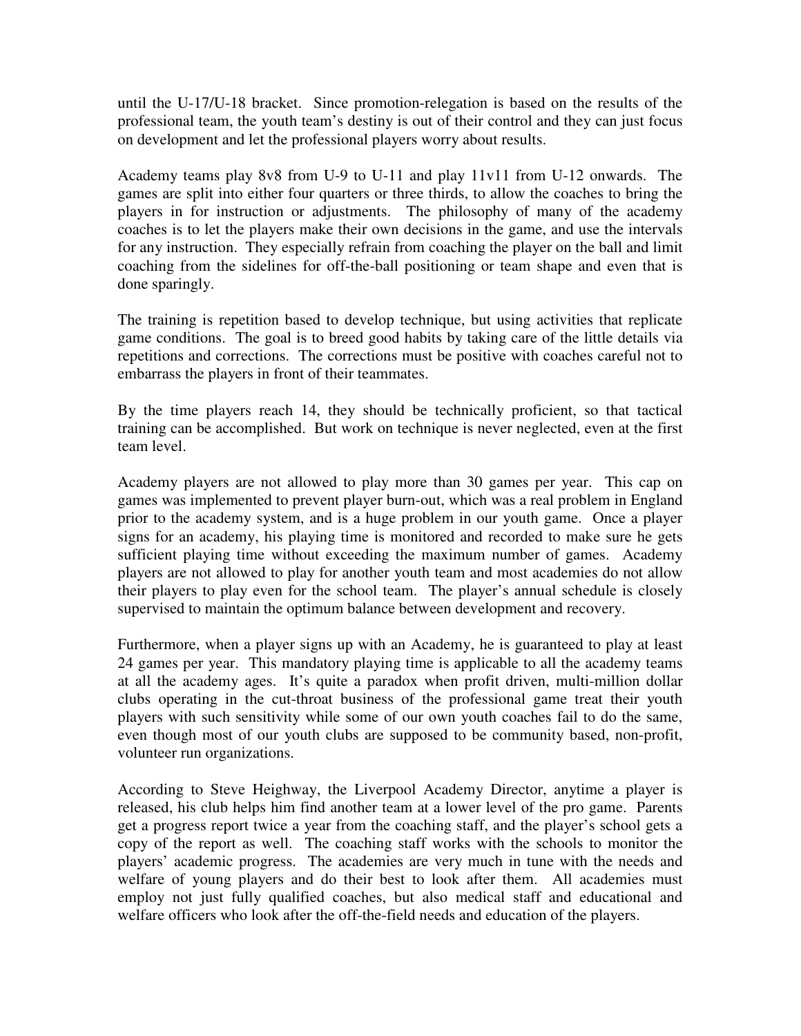until the U-17/U-18 bracket. Since promotion-relegation is based on the results of the professional team, the youth team's destiny is out of their control and they can just focus on development and let the professional players worry about results.

Academy teams play 8v8 from U-9 to U-11 and play 11v11 from U-12 onwards. The games are split into either four quarters or three thirds, to allow the coaches to bring the players in for instruction or adjustments. The philosophy of many of the academy coaches is to let the players make their own decisions in the game, and use the intervals for any instruction. They especially refrain from coaching the player on the ball and limit coaching from the sidelines for off-the-ball positioning or team shape and even that is done sparingly.

The training is repetition based to develop technique, but using activities that replicate game conditions. The goal is to breed good habits by taking care of the little details via repetitions and corrections. The corrections must be positive with coaches careful not to embarrass the players in front of their teammates.

By the time players reach 14, they should be technically proficient, so that tactical training can be accomplished. But work on technique is never neglected, even at the first team level.

Academy players are not allowed to play more than 30 games per year. This cap on games was implemented to prevent player burn-out, which was a real problem in England prior to the academy system, and is a huge problem in our youth game. Once a player signs for an academy, his playing time is monitored and recorded to make sure he gets sufficient playing time without exceeding the maximum number of games. Academy players are not allowed to play for another youth team and most academies do not allow their players to play even for the school team. The player's annual schedule is closely supervised to maintain the optimum balance between development and recovery.

Furthermore, when a player signs up with an Academy, he is guaranteed to play at least 24 games per year. This mandatory playing time is applicable to all the academy teams at all the academy ages. It's quite a paradox when profit driven, multi-million dollar clubs operating in the cut-throat business of the professional game treat their youth players with such sensitivity while some of our own youth coaches fail to do the same, even though most of our youth clubs are supposed to be community based, non-profit, volunteer run organizations.

According to Steve Heighway, the Liverpool Academy Director, anytime a player is released, his club helps him find another team at a lower level of the pro game. Parents get a progress report twice a year from the coaching staff, and the player's school gets a copy of the report as well. The coaching staff works with the schools to monitor the players' academic progress. The academies are very much in tune with the needs and welfare of young players and do their best to look after them. All academies must employ not just fully qualified coaches, but also medical staff and educational and welfare officers who look after the off-the-field needs and education of the players.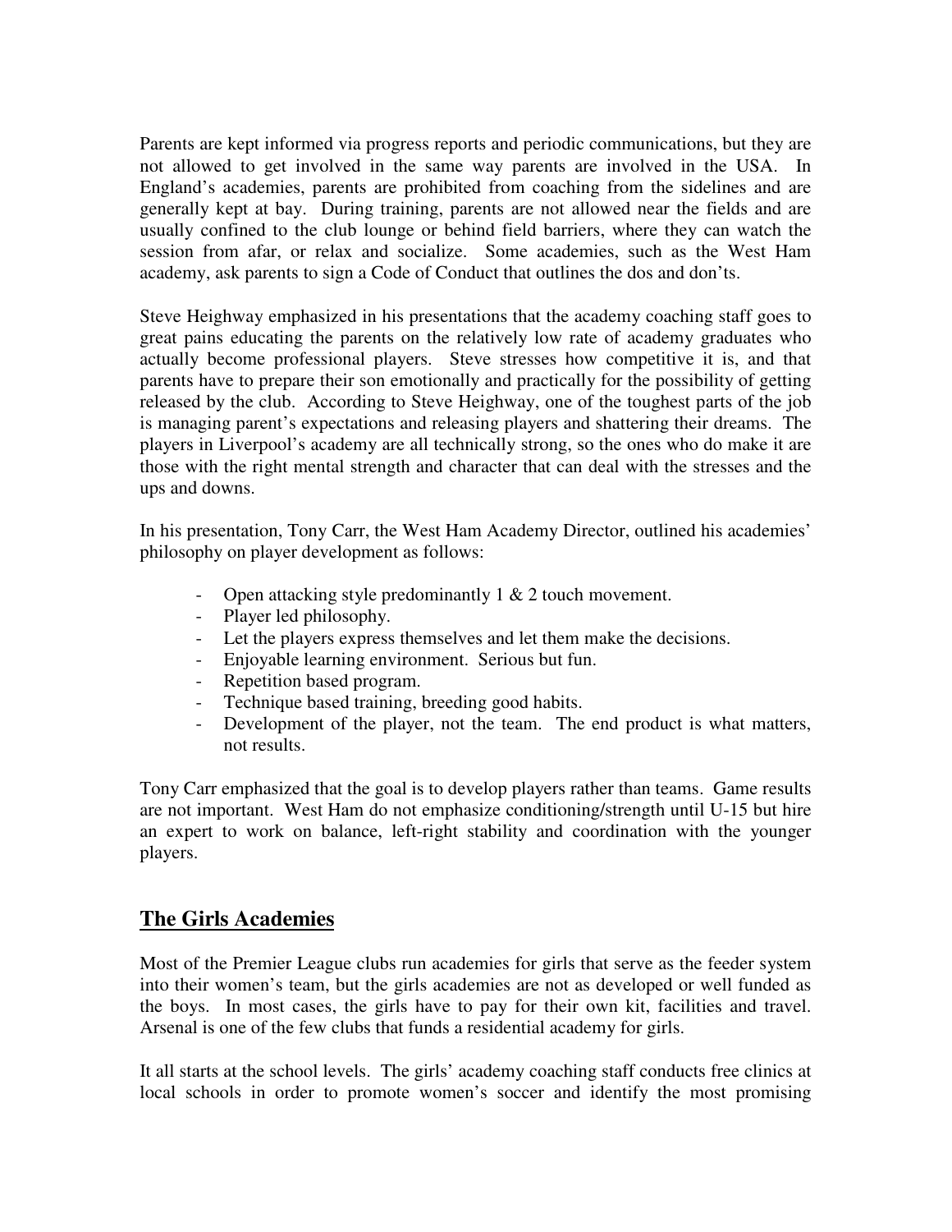Parents are kept informed via progress reports and periodic communications, but they are not allowed to get involved in the same way parents are involved in the USA. In England's academies, parents are prohibited from coaching from the sidelines and are generally kept at bay. During training, parents are not allowed near the fields and are usually confined to the club lounge or behind field barriers, where they can watch the session from afar, or relax and socialize. Some academies, such as the West Ham academy, ask parents to sign a Code of Conduct that outlines the dos and don'ts.

Steve Heighway emphasized in his presentations that the academy coaching staff goes to great pains educating the parents on the relatively low rate of academy graduates who actually become professional players. Steve stresses how competitive it is, and that parents have to prepare their son emotionally and practically for the possibility of getting released by the club. According to Steve Heighway, one of the toughest parts of the job is managing parent's expectations and releasing players and shattering their dreams. The players in Liverpool's academy are all technically strong, so the ones who do make it are those with the right mental strength and character that can deal with the stresses and the ups and downs.

In his presentation, Tony Carr, the West Ham Academy Director, outlined his academies' philosophy on player development as follows:

- Open attacking style predominantly 1 & 2 touch movement.
- Player led philosophy.
- Let the players express themselves and let them make the decisions.
- Enjoyable learning environment. Serious but fun.
- Repetition based program.
- Technique based training, breeding good habits.
- Development of the player, not the team. The end product is what matters, not results.

Tony Carr emphasized that the goal is to develop players rather than teams. Game results are not important. West Ham do not emphasize conditioning/strength until U-15 but hire an expert to work on balance, left-right stability and coordination with the younger players.

## The Girls Academies

Most of the Premier League clubs run academies for girls that serve as the feeder system into their women's team, but the girls academies are not as developed or well funded as the boys. In most cases, the girls have to pay for their own kit, facilities and travel. Arsenal is one of the few clubs that funds a residential academy for girls.

It all starts at the school levels. The girls' academy coaching staff conducts free clinics at local schools in order to promote women's soccer and identify the most promising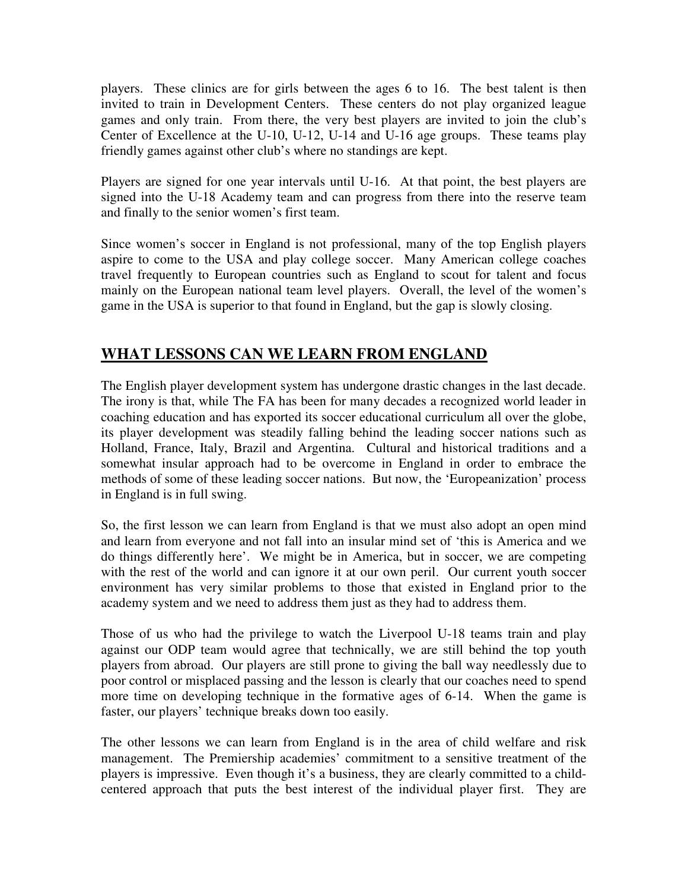players. These clinics are for girls between the ages 6 to 16. The best talent is then invited to train in Development Centers. These centers do not play organized league games and only train. From there, the very best players are invited to join the club's Center of Excellence at the U-10, U-12, U-14 and U-16 age groups. These teams play friendly games against other club's where no standings are kept.

Players are signed for one year intervals until U-16. At that point, the best players are signed into the U-18 Academy team and can progress from there into the reserve team and finally to the senior women's first team.

Since women's soccer in England is not professional, many of the top English players aspire to come to the USA and play college soccer. Many American college coaches travel frequently to European countries such as England to scout for talent and focus mainly on the European national team level players. Overall, the level of the women's game in the USA is superior to that found in England, but the gap is slowly closing.

## WHAT LESSONS CAN WE LEARN FROM ENGLAND

The English player development system has undergone drastic changes in the last decade. The irony is that, while The FA has been for many decades a recognized world leader in coaching education and has exported its soccer educational curriculum all over the globe, its player development was steadily falling behind the leading soccer nations such as Holland, France, Italy, Brazil and Argentina. Cultural and historical traditions and a somewhat insular approach had to be overcome in England in order to embrace the methods of some of these leading soccer nations. But now, the 'Europeanization' process in England is in full swing.

So, the first lesson we can learn from England is that we must also adopt an open mind and learn from everyone and not fall into an insular mind set of 'this is America and we do things differently here'. We might be in America, but in soccer, we are competing with the rest of the world and can ignore it at our own peril. Our current youth soccer environment has very similar problems to those that existed in England prior to the academy system and we need to address them just as they had to address them.

Those of us who had the privilege to watch the Liverpool U-18 teams train and play against our ODP team would agree that technically, we are still behind the top youth players from abroad. Our players are still prone to giving the ball way needlessly due to poor control or misplaced passing and the lesson is clearly that our coaches need to spend more time on developing technique in the formative ages of 6-14. When the game is faster, our players' technique breaks down too easily.

The other lessons we can learn from England is in the area of child welfare and risk management. The Premiership academies' commitment to a sensitive treatment of the players is impressive. Even though it's a business, they are clearly committed to a child-centered approach that puts the best interest of the individual player first. They are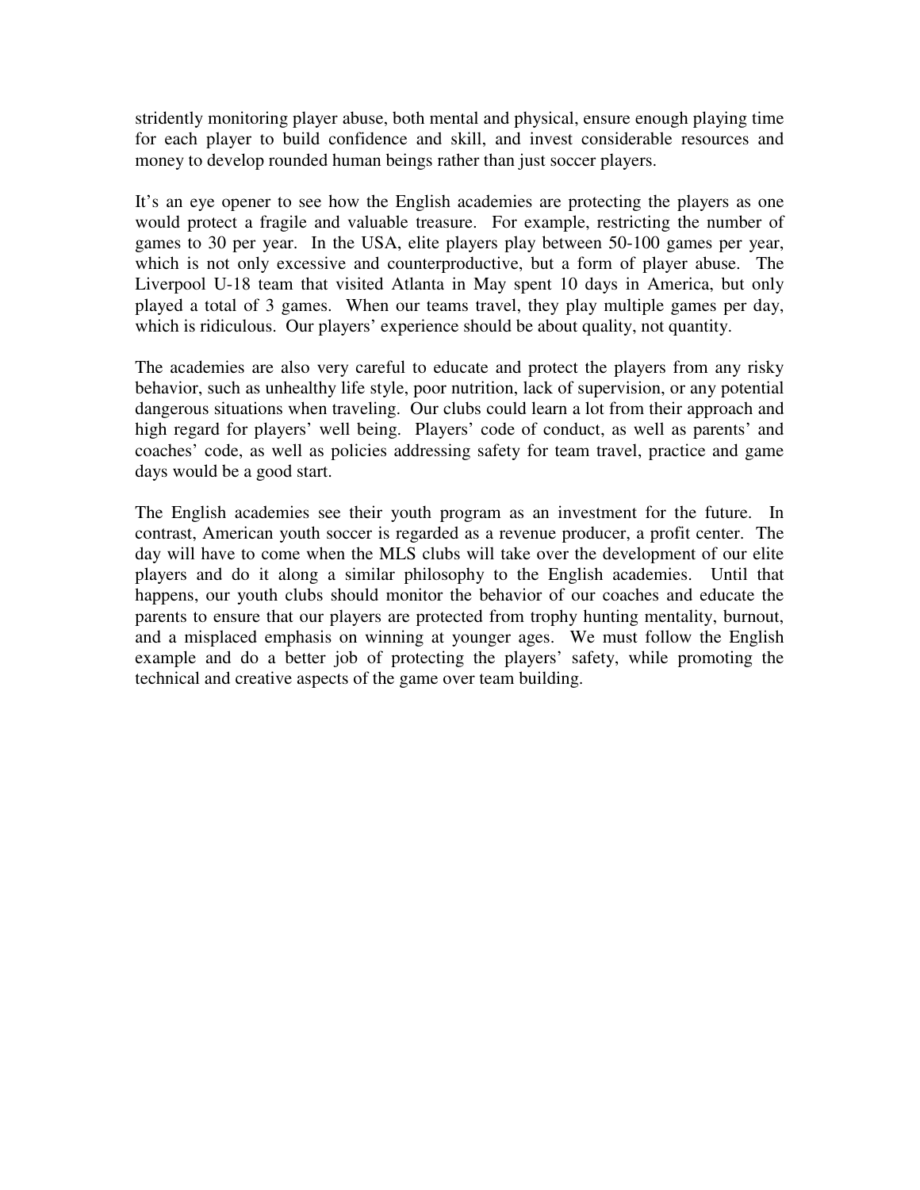stridently monitoring player abuse, both mental and physical, ensure enough playing time for each player to build confidence and skill, and invest considerable resources and money to develop rounded human beings rather than just soccer players.

It's an eye opener to see how the English academies are protecting the players as one would protect a fragile and valuable treasure. For example, restricting the number of games to 30 per year. In the USA, elite players play between 50-100 games per year, which is not only excessive and counterproductive, but a form of player abuse. The Liverpool U-18 team that visited Atlanta in May spent 10 days in America, but only played a total of 3 games. When our teams travel, they play multiple games per day, which is ridiculous. Our players' experience should be about quality, not quantity.

The academies are also very careful to educate and protect the players from any risky behavior, such as unhealthy life style, poor nutrition, lack of supervision, or any potential dangerous situations when traveling. Our clubs could learn a lot from their approach and high regard for players' well being. Players' code of conduct, as well as parents' and coaches' code, as well as policies addressing safety for team travel, practice and game days would be a good start.

The English academies see their youth program as an investment for the future. In contrast, American youth soccer is regarded as a revenue producer, a profit center. The day will have to come when the MLS clubs will take over the development of our elite players and do it along a similar philosophy to the English academies. Until that happens, our youth clubs should monitor the behavior of our coaches and educate the parents to ensure that our players are protected from trophy hunting mentality, burnout, and a misplaced emphasis on winning at younger ages. We must follow the English example and do a better job of protecting the players' safety, while promoting the technical and creative aspects of the game over team building.